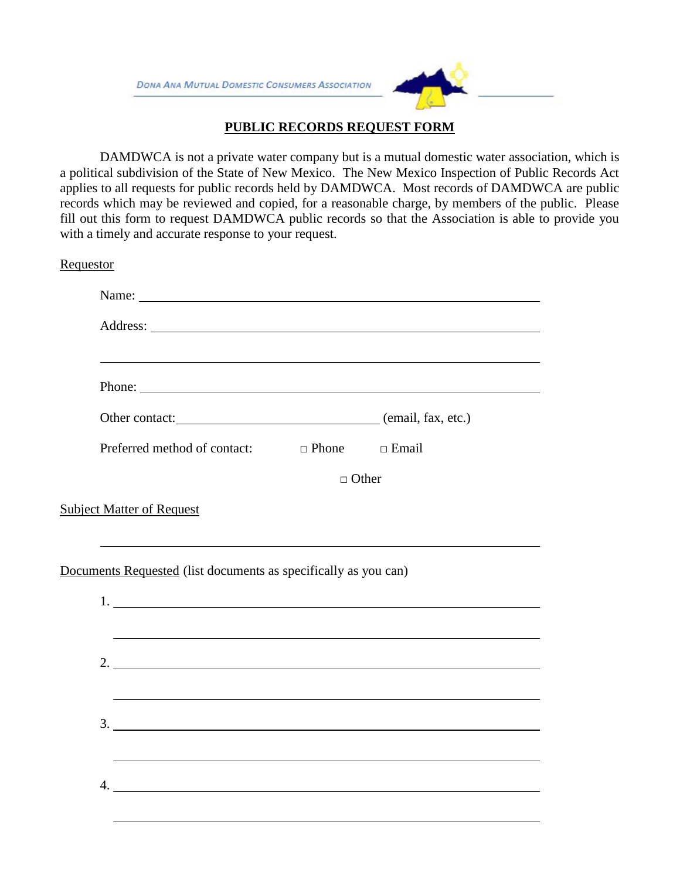DONA ANA MUTUAL DOMESTIC CONSUMERS ASSOCIATION

# PUBLIC RECORDS REQUEST FORM

DAMDWCA is not a private water company but is a mutual domestic water association, which is a political subdivision of the State of New Mexico. The New Mexico Inspection of Public Records Act applies to all requests for public records held by DAMDWCA. Most records of DAMDWCA are public records which may be reviewed and copied, for a reasonable charge, by members of the public. Please fill out this form to request DAMDWCA public records so that the Association is able to provide you with a timely and accurate response to your request.

Requestor

Name: ______________________________________________

Address: ____________________________________________

____________________________________________________

Phone: _____________________________________________

Other contact: ______________________ (email, fax, etc.)

Preferred method of contact: □ Phone □ Email

□ Other

Subject Matter of Request

____________________________________________________

Documents Requested (list documents as specifically as you can)

1. __________________________________________________

____________________________________________________

2. __________________________________________________

____________________________________________________

3. __________________________________________________

____________________________________________________

4. __________________________________________________

____________________________________________________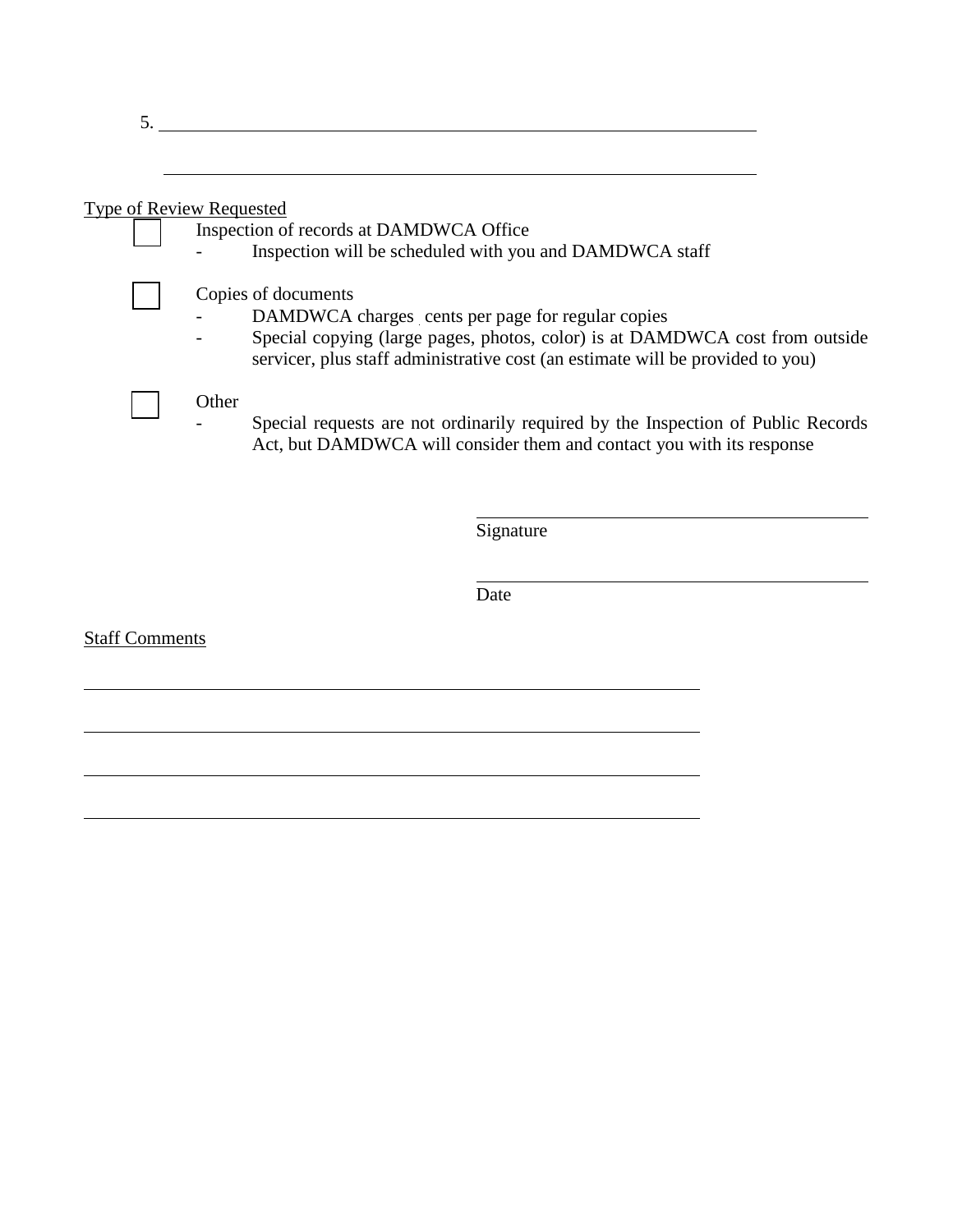5. ______________________________________________________________

______________________________________________________________

Type of Review Requested

☐ Inspection of records at DAMDWCA Office
- Inspection will be scheduled with you and DAMDWCA staff

☐ Copies of documents
- DAMDWCA charges _ cents per page for regular copies
- Special copying (large pages, photos, color) is at DAMDWCA cost from outside servicer, plus staff administrative cost (an estimate will be provided to you)

☐ Other
- Special requests are not ordinarily required by the Inspection of Public Records Act, but DAMDWCA will consider them and contact you with its response

______________________________
Signature

______________________________
Date

Staff Comments

______________________________________________________________

______________________________________________________________

______________________________________________________________

______________________________________________________________